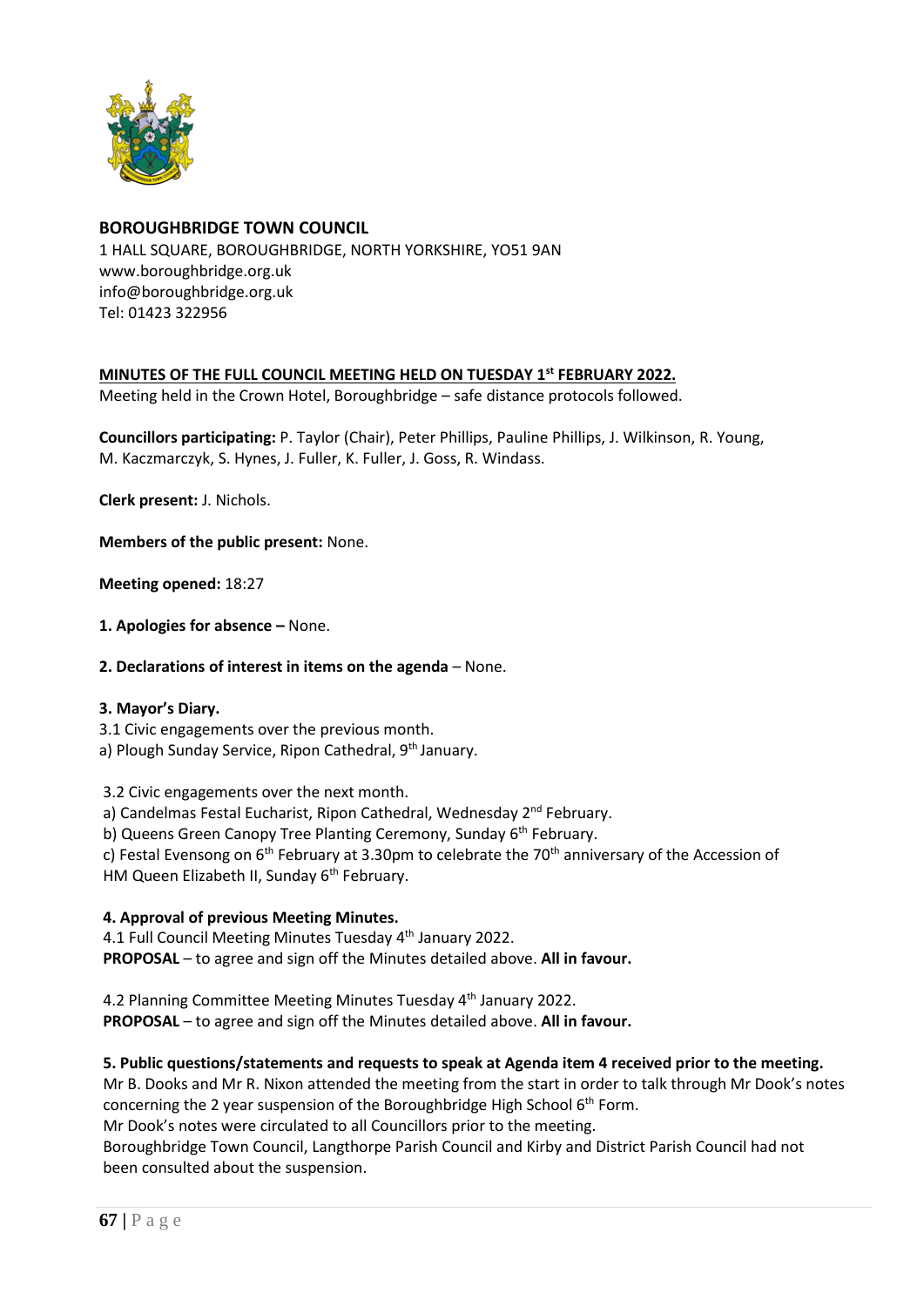**BOROUGHBRIDGE TOWN COUNCIL**
1 HALL SQUARE, BOROUGHBRIDGE, NORTH YORKSHIRE, YO51 9AN
www.boroughbridge.org.uk
info@boroughbridge.org.uk
Tel: 01423 322956

**MINUTES OF THE FULL COUNCIL MEETING HELD ON TUESDAY 1st FEBRUARY 2022.**
Meeting held in the Crown Hotel, Boroughbridge – safe distance protocols followed.

**Councillors participating:** P. Taylor (Chair), Peter Phillips, Pauline Phillips, J. Wilkinson, R. Young, M. Kaczmarczyk, S. Hynes, J. Fuller, K. Fuller, J. Goss, R. Windass.

**Clerk present:** J. Nichols.

**Members of the public present:** None.

**Meeting opened:** 18:27

**1. Apologies for absence –** None.

**2. Declarations of interest in items on the agenda** – None.

**3. Mayor's Diary.**
3.1 Civic engagements over the previous month.
a) Plough Sunday Service, Ripon Cathedral, 9th January.

3.2 Civic engagements over the next month.
a) Candelmas Festal Eucharist, Ripon Cathedral, Wednesday 2nd February.
b) Queens Green Canopy Tree Planting Ceremony, Sunday 6th February.
c) Festal Evensong on 6th February at 3.30pm to celebrate the 70th anniversary of the Accession of HM Queen Elizabeth II, Sunday 6th February.

**4. Approval of previous Meeting Minutes.**
4.1 Full Council Meeting Minutes Tuesday 4th January 2022.
**PROPOSAL** – to agree and sign off the Minutes detailed above. **All in favour.**

4.2 Planning Committee Meeting Minutes Tuesday 4th January 2022.
**PROPOSAL** – to agree and sign off the Minutes detailed above. **All in favour.**

**5. Public questions/statements and requests to speak at Agenda item 4 received prior to the meeting.**
Mr B. Dooks and Mr R. Nixon attended the meeting from the start in order to talk through Mr Dook's notes concerning the 2 year suspension of the Boroughbridge High School 6th Form.
Mr Dook's notes were circulated to all Councillors prior to the meeting.
Boroughbridge Town Council, Langthorpe Parish Council and Kirby and District Parish Council had not been consulted about the suspension.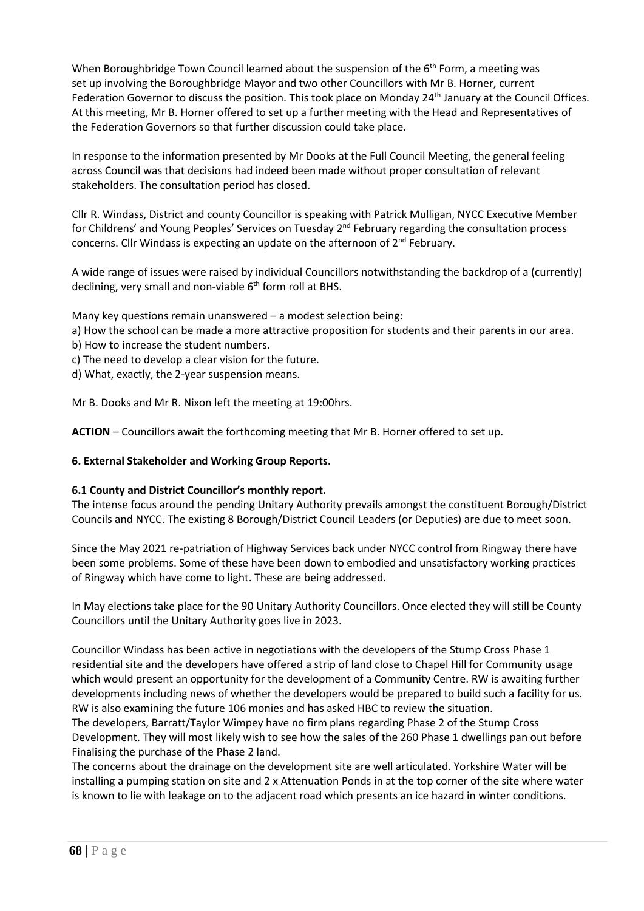When Boroughbridge Town Council learned about the suspension of the 6th Form, a meeting was set up involving the Boroughbridge Mayor and two other Councillors with Mr B. Horner, current Federation Governor to discuss the position. This took place on Monday 24th January at the Council Offices. At this meeting, Mr B. Horner offered to set up a further meeting with the Head and Representatives of the Federation Governors so that further discussion could take place.

In response to the information presented by Mr Dooks at the Full Council Meeting, the general feeling across Council was that decisions had indeed been made without proper consultation of relevant stakeholders. The consultation period has closed.

Cllr R. Windass, District and county Councillor is speaking with Patrick Mulligan, NYCC Executive Member for Childrens' and Young Peoples' Services on Tuesday 2nd February regarding the consultation process concerns. Cllr Windass is expecting an update on the afternoon of 2nd February.

A wide range of issues were raised by individual Councillors notwithstanding the backdrop of a (currently) declining, very small and non-viable 6th form roll at BHS.

Many key questions remain unanswered – a modest selection being:

a) How the school can be made a more attractive proposition for students and their parents in our area.
b) How to increase the student numbers.
c) The need to develop a clear vision for the future.
d) What, exactly, the 2-year suspension means.

Mr B. Dooks and Mr R. Nixon left the meeting at 19:00hrs.

**ACTION** – Councillors await the forthcoming meeting that Mr B. Horner offered to set up.

### 6. External Stakeholder and Working Group Reports.

#### 6.1 County and District Councillor's monthly report.

The intense focus around the pending Unitary Authority prevails amongst the constituent Borough/District Councils and NYCC. The existing 8 Borough/District Council Leaders (or Deputies) are due to meet soon.

Since the May 2021 re-patriation of Highway Services back under NYCC control from Ringway there have been some problems. Some of these have been down to embodied and unsatisfactory working practices of Ringway which have come to light. These are being addressed.

In May elections take place for the 90 Unitary Authority Councillors. Once elected they will still be County Councillors until the Unitary Authority goes live in 2023.

Councillor Windass has been active in negotiations with the developers of the Stump Cross Phase 1 residential site and the developers have offered a strip of land close to Chapel Hill for Community usage which would present an opportunity for the development of a Community Centre. RW is awaiting further developments including news of whether the developers would be prepared to build such a facility for us. RW is also examining the future 106 monies and has asked HBC to review the situation.

The developers, Barratt/Taylor Wimpey have no firm plans regarding Phase 2 of the Stump Cross Development. They will most likely wish to see how the sales of the 260 Phase 1 dwellings pan out before Finalising the purchase of the Phase 2 land.

The concerns about the drainage on the development site are well articulated. Yorkshire Water will be installing a pumping station on site and 2 x Attenuation Ponds in at the top corner of the site where water is known to lie with leakage on to the adjacent road which presents an ice hazard in winter conditions.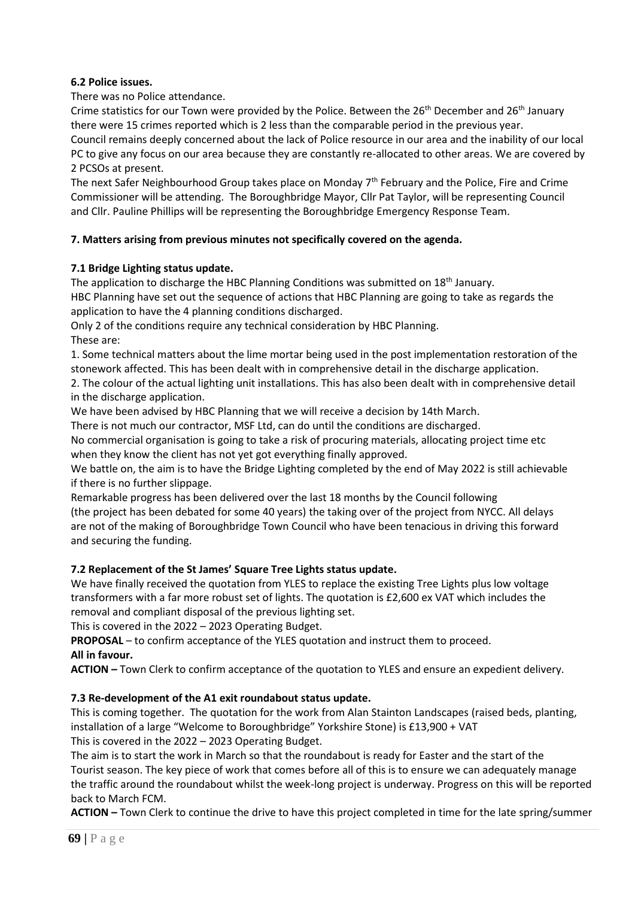**6.2 Police issues.**

There was no Police attendance.

Crime statistics for our Town were provided by the Police. Between the 26th December and 26th January there were 15 crimes reported which is 2 less than the comparable period in the previous year.

Council remains deeply concerned about the lack of Police resource in our area and the inability of our local PC to give any focus on our area because they are constantly re-allocated to other areas. We are covered by 2 PCSOs at present.

The next Safer Neighbourhood Group takes place on Monday 7th February and the Police, Fire and Crime Commissioner will be attending. The Boroughbridge Mayor, Cllr Pat Taylor, will be representing Council and Cllr. Pauline Phillips will be representing the Boroughbridge Emergency Response Team.

**7. Matters arising from previous minutes not specifically covered on the agenda.**

**7.1 Bridge Lighting status update.**

The application to discharge the HBC Planning Conditions was submitted on 18th January.

HBC Planning have set out the sequence of actions that HBC Planning are going to take as regards the application to have the 4 planning conditions discharged.

Only 2 of the conditions require any technical consideration by HBC Planning.

These are:

1. Some technical matters about the lime mortar being used in the post implementation restoration of the stonework affected. This has been dealt with in comprehensive detail in the discharge application.
2. The colour of the actual lighting unit installations. This has also been dealt with in comprehensive detail in the discharge application.

We have been advised by HBC Planning that we will receive a decision by 14th March.

There is not much our contractor, MSF Ltd, can do until the conditions are discharged.

No commercial organisation is going to take a risk of procuring materials, allocating project time etc when they know the client has not yet got everything finally approved.

We battle on, the aim is to have the Bridge Lighting completed by the end of May 2022 is still achievable if there is no further slippage.

Remarkable progress has been delivered over the last 18 months by the Council following (the project has been debated for some 40 years) the taking over of the project from NYCC. All delays are not of the making of Boroughbridge Town Council who have been tenacious in driving this forward and securing the funding.

**7.2 Replacement of the St James' Square Tree Lights status update.**

We have finally received the quotation from YLES to replace the existing Tree Lights plus low voltage transformers with a far more robust set of lights. The quotation is £2,600 ex VAT which includes the removal and compliant disposal of the previous lighting set.

This is covered in the 2022 – 2023 Operating Budget.

**PROPOSAL** – to confirm acceptance of the YLES quotation and instruct them to proceed.

**All in favour.**

**ACTION –** Town Clerk to confirm acceptance of the quotation to YLES and ensure an expedient delivery.

**7.3 Re-development of the A1 exit roundabout status update.**

This is coming together. The quotation for the work from Alan Stainton Landscapes (raised beds, planting, installation of a large "Welcome to Boroughbridge" Yorkshire Stone) is £13,900 + VAT

This is covered in the 2022 – 2023 Operating Budget.

The aim is to start the work in March so that the roundabout is ready for Easter and the start of the Tourist season. The key piece of work that comes before all of this is to ensure we can adequately manage the traffic around the roundabout whilst the week-long project is underway. Progress on this will be reported back to March FCM.

**ACTION –** Town Clerk to continue the drive to have this project completed in time for the late spring/summer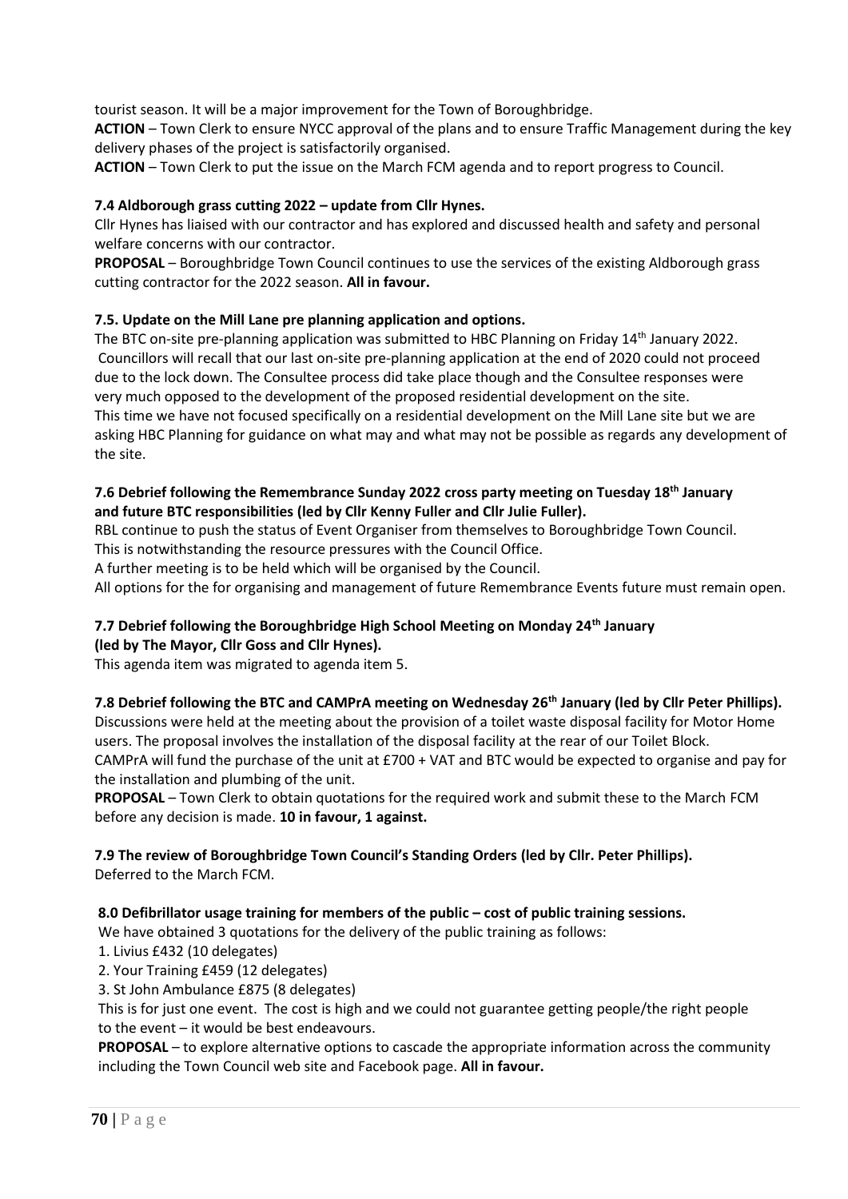tourist season. It will be a major improvement for the Town of Boroughbridge.

**ACTION** – Town Clerk to ensure NYCC approval of the plans and to ensure Traffic Management during the key delivery phases of the project is satisfactorily organised.

**ACTION** – Town Clerk to put the issue on the March FCM agenda and to report progress to Council.

**7.4 Aldborough grass cutting 2022 – update from Cllr Hynes.**

Cllr Hynes has liaised with our contractor and has explored and discussed health and safety and personal welfare concerns with our contractor.

**PROPOSAL** – Boroughbridge Town Council continues to use the services of the existing Aldborough grass cutting contractor for the 2022 season. **All in favour.**

**7.5. Update on the Mill Lane pre planning application and options.**

The BTC on-site pre-planning application was submitted to HBC Planning on Friday 14th January 2022. Councillors will recall that our last on-site pre-planning application at the end of 2020 could not proceed due to the lock down. The Consultee process did take place though and the Consultee responses were very much opposed to the development of the proposed residential development on the site.

This time we have not focused specifically on a residential development on the Mill Lane site but we are asking HBC Planning for guidance on what may and what may not be possible as regards any development of the site.

**7.6 Debrief following the Remembrance Sunday 2022 cross party meeting on Tuesday 18th January and future BTC responsibilities (led by Cllr Kenny Fuller and Cllr Julie Fuller).**

RBL continue to push the status of Event Organiser from themselves to Boroughbridge Town Council.

This is notwithstanding the resource pressures with the Council Office.

A further meeting is to be held which will be organised by the Council.

All options for the for organising and management of future Remembrance Events future must remain open.

**7.7 Debrief following the Boroughbridge High School Meeting on Monday 24th January (led by The Mayor, Cllr Goss and Cllr Hynes).**

This agenda item was migrated to agenda item 5.

**7.8 Debrief following the BTC and CAMPrA meeting on Wednesday 26th January (led by Cllr Peter Phillips).**

Discussions were held at the meeting about the provision of a toilet waste disposal facility for Motor Home users. The proposal involves the installation of the disposal facility at the rear of our Toilet Block.

CAMPrA will fund the purchase of the unit at £700 + VAT and BTC would be expected to organise and pay for the installation and plumbing of the unit.

**PROPOSAL** – Town Clerk to obtain quotations for the required work and submit these to the March FCM before any decision is made. **10 in favour, 1 against.**

**7.9 The review of Boroughbridge Town Council's Standing Orders (led by Cllr. Peter Phillips).**

Deferred to the March FCM.

**8.0 Defibrillator usage training for members of the public – cost of public training sessions.**

We have obtained 3 quotations for the delivery of the public training as follows:

1. Livius £432 (10 delegates)
2. Your Training £459 (12 delegates)
3. St John Ambulance £875 (8 delegates)

This is for just one event. The cost is high and we could not guarantee getting people/the right people to the event – it would be best endeavours.

**PROPOSAL** – to explore alternative options to cascade the appropriate information across the community including the Town Council web site and Facebook page. **All in favour.**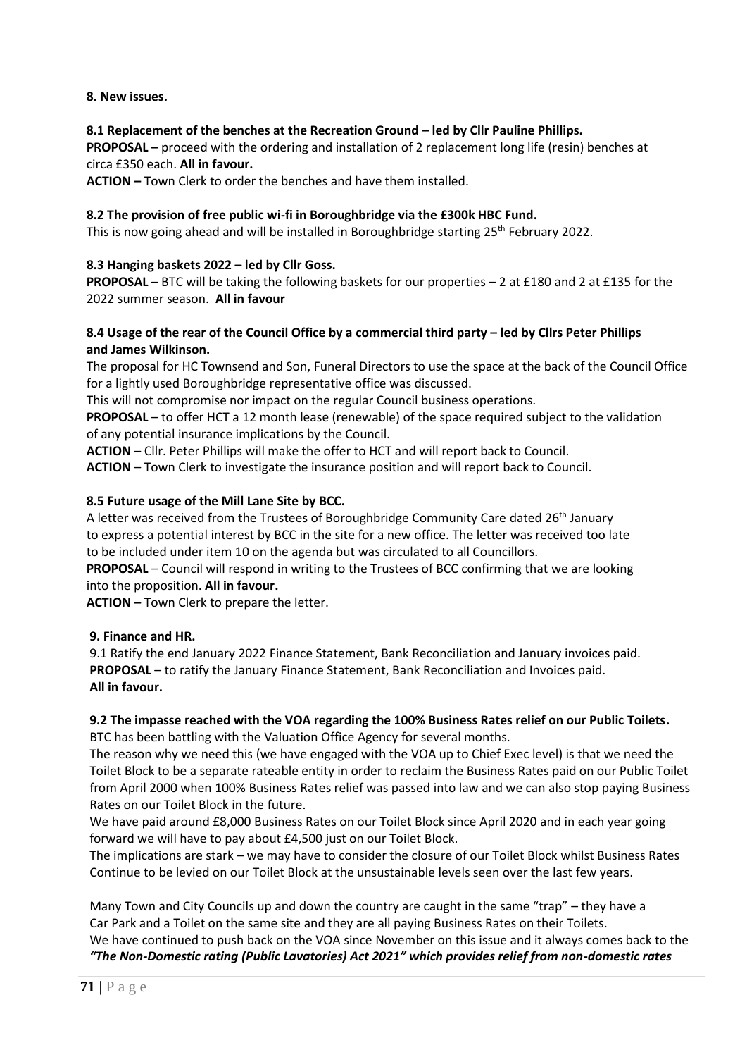**8. New issues.**

**8.1 Replacement of the benches at the Recreation Ground – led by Cllr Pauline Phillips.**

**PROPOSAL –** proceed with the ordering and installation of 2 replacement long life (resin) benches at circa £350 each. **All in favour.**

**ACTION –** Town Clerk to order the benches and have them installed.

**8.2 The provision of free public wi-fi in Boroughbridge via the £300k HBC Fund.**

This is now going ahead and will be installed in Boroughbridge starting 25th February 2022.

**8.3 Hanging baskets 2022 – led by Cllr Goss.**

**PROPOSAL** – BTC will be taking the following baskets for our properties – 2 at £180 and 2 at £135 for the 2022 summer season. **All in favour**

**8.4 Usage of the rear of the Council Office by a commercial third party – led by Cllrs Peter Phillips and James Wilkinson.**

The proposal for HC Townsend and Son, Funeral Directors to use the space at the back of the Council Office for a lightly used Boroughbridge representative office was discussed.

This will not compromise nor impact on the regular Council business operations.

**PROPOSAL** – to offer HCT a 12 month lease (renewable) of the space required subject to the validation of any potential insurance implications by the Council.

**ACTION** – Cllr. Peter Phillips will make the offer to HCT and will report back to Council.

**ACTION** – Town Clerk to investigate the insurance position and will report back to Council.

**8.5 Future usage of the Mill Lane Site by BCC.**

A letter was received from the Trustees of Boroughbridge Community Care dated 26th January to express a potential interest by BCC in the site for a new office. The letter was received too late to be included under item 10 on the agenda but was circulated to all Councillors.

**PROPOSAL** – Council will respond in writing to the Trustees of BCC confirming that we are looking into the proposition. **All in favour.**

**ACTION –** Town Clerk to prepare the letter.

**9. Finance and HR.**

9.1 Ratify the end January 2022 Finance Statement, Bank Reconciliation and January invoices paid.
**PROPOSAL** – to ratify the January Finance Statement, Bank Reconciliation and Invoices paid.
**All in favour.**

**9.2 The impasse reached with the VOA regarding the 100% Business Rates relief on our Public Toilets.**

BTC has been battling with the Valuation Office Agency for several months.

The reason why we need this (we have engaged with the VOA up to Chief Exec level) is that we need the Toilet Block to be a separate rateable entity in order to reclaim the Business Rates paid on our Public Toilet from April 2000 when 100% Business Rates relief was passed into law and we can also stop paying Business Rates on our Toilet Block in the future.

We have paid around £8,000 Business Rates on our Toilet Block since April 2020 and in each year going forward we will have to pay about £4,500 just on our Toilet Block.

The implications are stark – we may have to consider the closure of our Toilet Block whilst Business Rates Continue to be levied on our Toilet Block at the unsustainable levels seen over the last few years.

Many Town and City Councils up and down the country are caught in the same "trap" – they have a Car Park and a Toilet on the same site and they are all paying Business Rates on their Toilets.

We have continued to push back on the VOA since November on this issue and it always comes back to the ***"The Non-Domestic rating (Public Lavatories) Act 2021" which provides relief from non-domestic rates***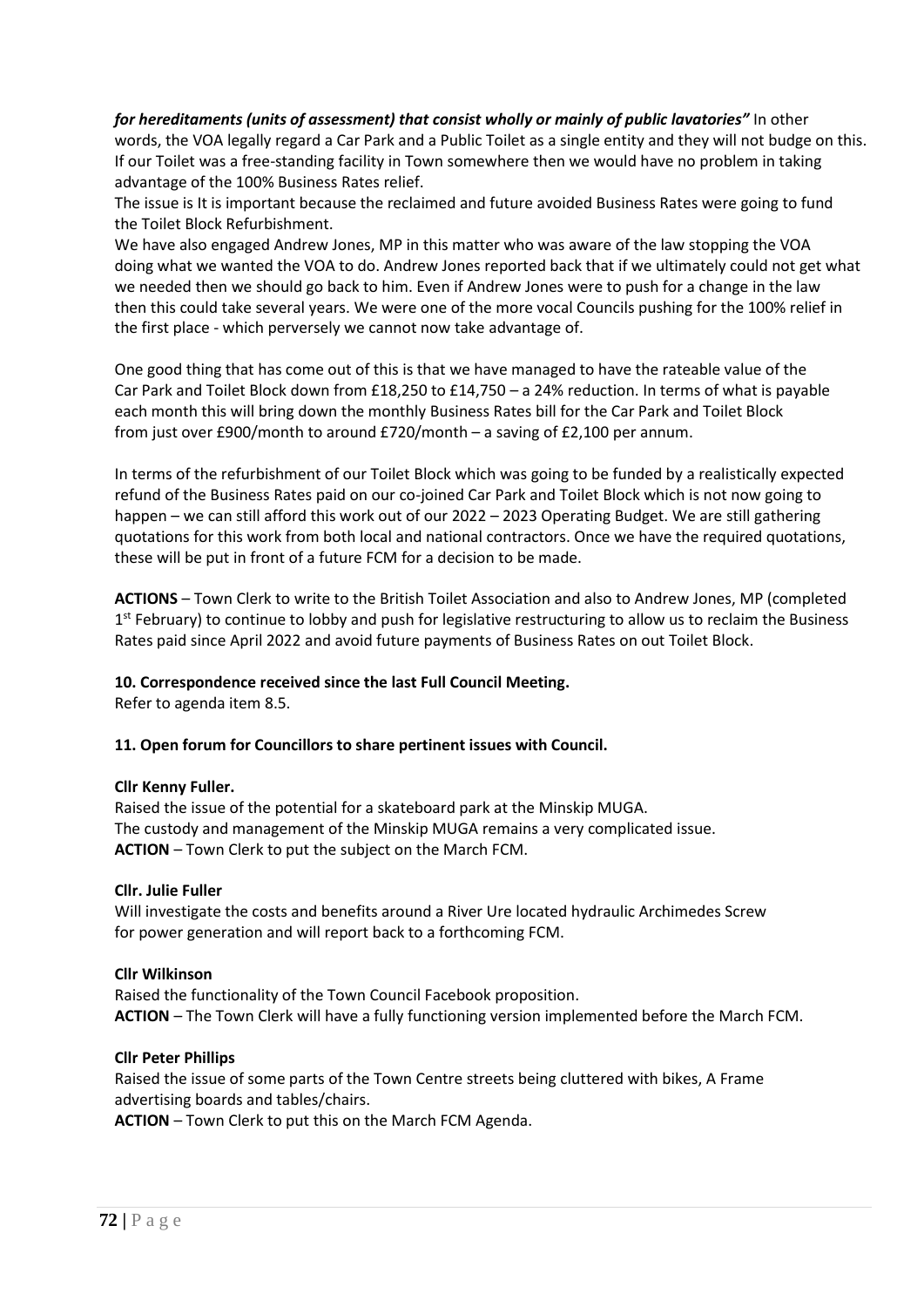***for hereditaments (units of assessment) that consist wholly or mainly of public lavatories"*** In other words, the VOA legally regard a Car Park and a Public Toilet as a single entity and they will not budge on this. If our Toilet was a free-standing facility in Town somewhere then we would have no problem in taking advantage of the 100% Business Rates relief.

The issue is It is important because the reclaimed and future avoided Business Rates were going to fund the Toilet Block Refurbishment.

We have also engaged Andrew Jones, MP in this matter who was aware of the law stopping the VOA doing what we wanted the VOA to do. Andrew Jones reported back that if we ultimately could not get what we needed then we should go back to him. Even if Andrew Jones were to push for a change in the law then this could take several years. We were one of the more vocal Councils pushing for the 100% relief in the first place - which perversely we cannot now take advantage of.

One good thing that has come out of this is that we have managed to have the rateable value of the Car Park and Toilet Block down from £18,250 to £14,750 – a 24% reduction. In terms of what is payable each month this will bring down the monthly Business Rates bill for the Car Park and Toilet Block from just over £900/month to around £720/month – a saving of £2,100 per annum.

In terms of the refurbishment of our Toilet Block which was going to be funded by a realistically expected refund of the Business Rates paid on our co-joined Car Park and Toilet Block which is not now going to happen – we can still afford this work out of our 2022 – 2023 Operating Budget. We are still gathering quotations for this work from both local and national contractors. Once we have the required quotations, these will be put in front of a future FCM for a decision to be made.

**ACTIONS** – Town Clerk to write to the British Toilet Association and also to Andrew Jones, MP (completed 1st February) to continue to lobby and push for legislative restructuring to allow us to reclaim the Business Rates paid since April 2022 and avoid future payments of Business Rates on out Toilet Block.

**10. Correspondence received since the last Full Council Meeting.**

Refer to agenda item 8.5.

**11. Open forum for Councillors to share pertinent issues with Council.**

**Cllr Kenny Fuller.**

Raised the issue of the potential for a skateboard park at the Minskip MUGA.
The custody and management of the Minskip MUGA remains a very complicated issue.
**ACTION** – Town Clerk to put the subject on the March FCM.

**Cllr. Julie Fuller**

Will investigate the costs and benefits around a River Ure located hydraulic Archimedes Screw for power generation and will report back to a forthcoming FCM.

**Cllr Wilkinson**

Raised the functionality of the Town Council Facebook proposition.
**ACTION** – The Town Clerk will have a fully functioning version implemented before the March FCM.

**Cllr Peter Phillips**

Raised the issue of some parts of the Town Centre streets being cluttered with bikes, A Frame advertising boards and tables/chairs.
**ACTION** – Town Clerk to put this on the March FCM Agenda.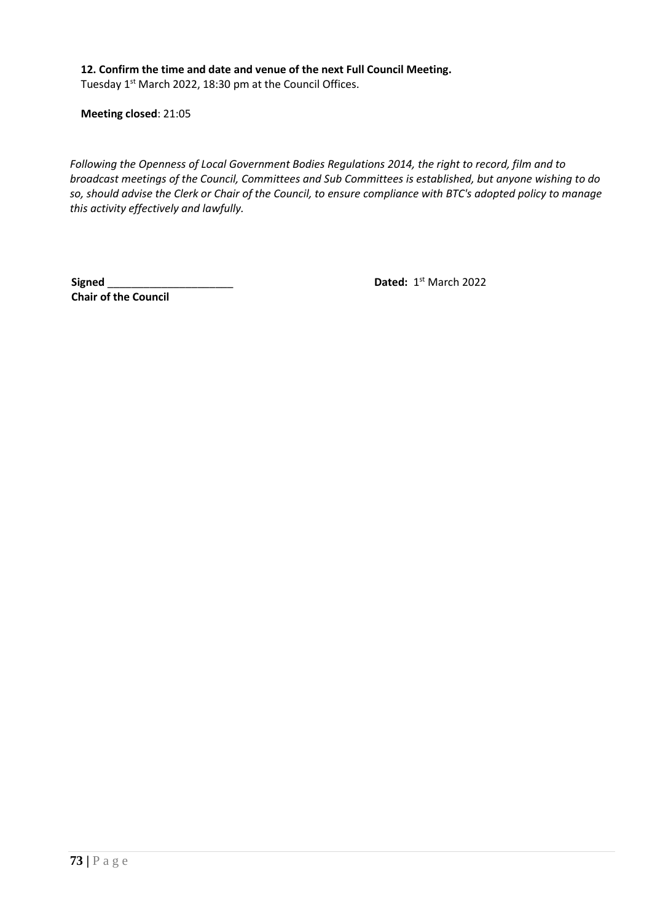**12. Confirm the time and date and venue of the next Full Council Meeting.**
Tuesday 1st March 2022, 18:30 pm at the Council Offices.

**Meeting closed**: 21:05

*Following the Openness of Local Government Bodies Regulations 2014, the right to record, film and to broadcast meetings of the Council, Committees and Sub Committees is established, but anyone wishing to do so, should advise the Clerk or Chair of the Council, to ensure compliance with BTC's adopted policy to manage this activity effectively and lawfully.*

**Signed** _____________________
**Chair of the Council**

**Dated:** 1st March 2022